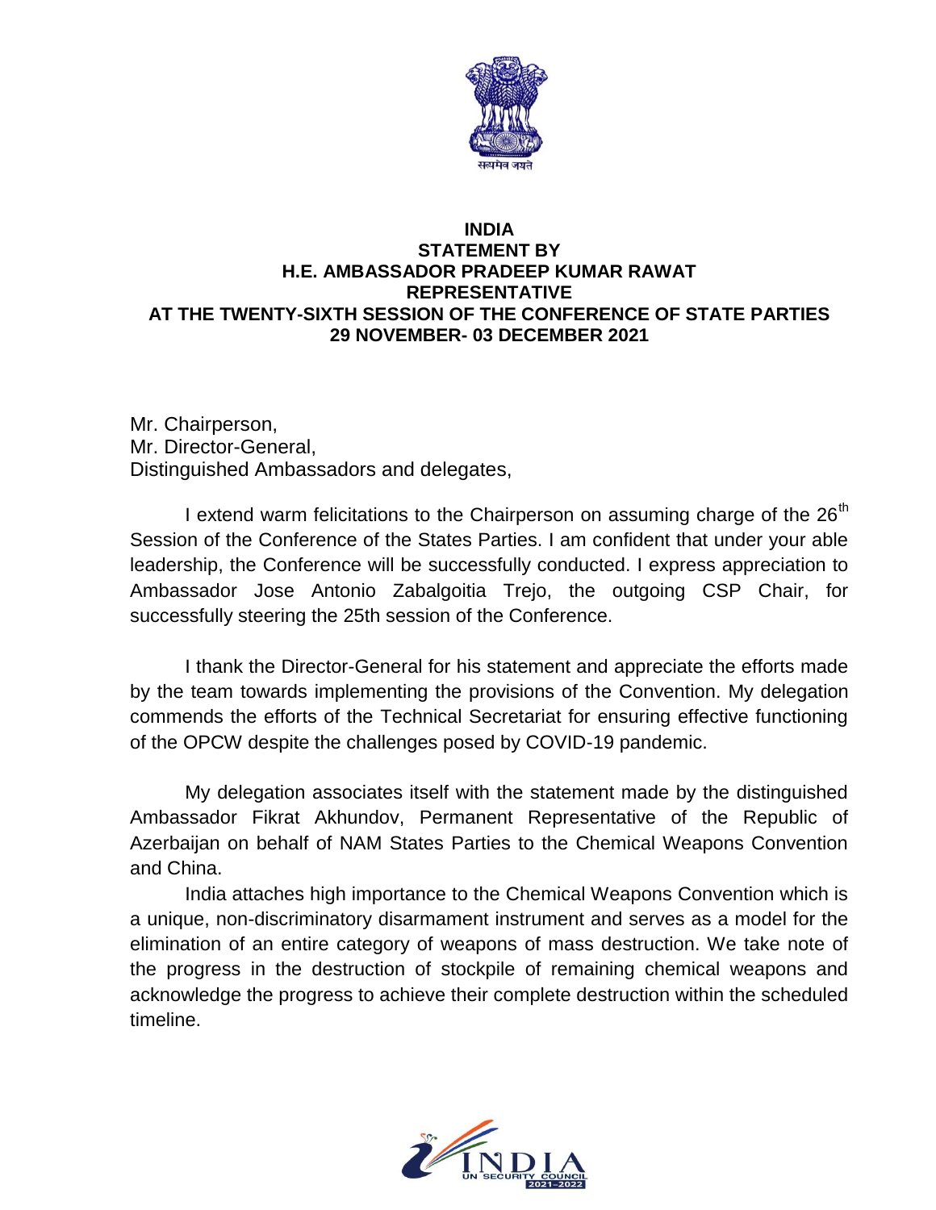**INDIA**
**STATEMENT BY**
**H.E. AMBASSADOR PRADEEP KUMAR RAWAT**
**REPRESENTATIVE**
**AT THE TWENTY-SIXTH SESSION OF THE CONFERENCE OF STATE PARTIES**
**29 NOVEMBER- 03 DECEMBER 2021**

Mr. Chairperson,
Mr. Director-General,
Distinguished Ambassadors and delegates,

I extend warm felicitations to the Chairperson on assuming charge of the 26th Session of the Conference of the States Parties. I am confident that under your able leadership, the Conference will be successfully conducted. I express appreciation to Ambassador Jose Antonio Zabalgoitia Trejo, the outgoing CSP Chair, for successfully steering the 25th session of the Conference.

I thank the Director-General for his statement and appreciate the efforts made by the team towards implementing the provisions of the Convention. My delegation commends the efforts of the Technical Secretariat for ensuring effective functioning of the OPCW despite the challenges posed by COVID-19 pandemic.

My delegation associates itself with the statement made by the distinguished Ambassador Fikrat Akhundov, Permanent Representative of the Republic of Azerbaijan on behalf of NAM States Parties to the Chemical Weapons Convention and China.

India attaches high importance to the Chemical Weapons Convention which is a unique, non-discriminatory disarmament instrument and serves as a model for the elimination of an entire category of weapons of mass destruction. We take note of the progress in the destruction of stockpile of remaining chemical weapons and acknowledge the progress to achieve their complete destruction within the scheduled timeline.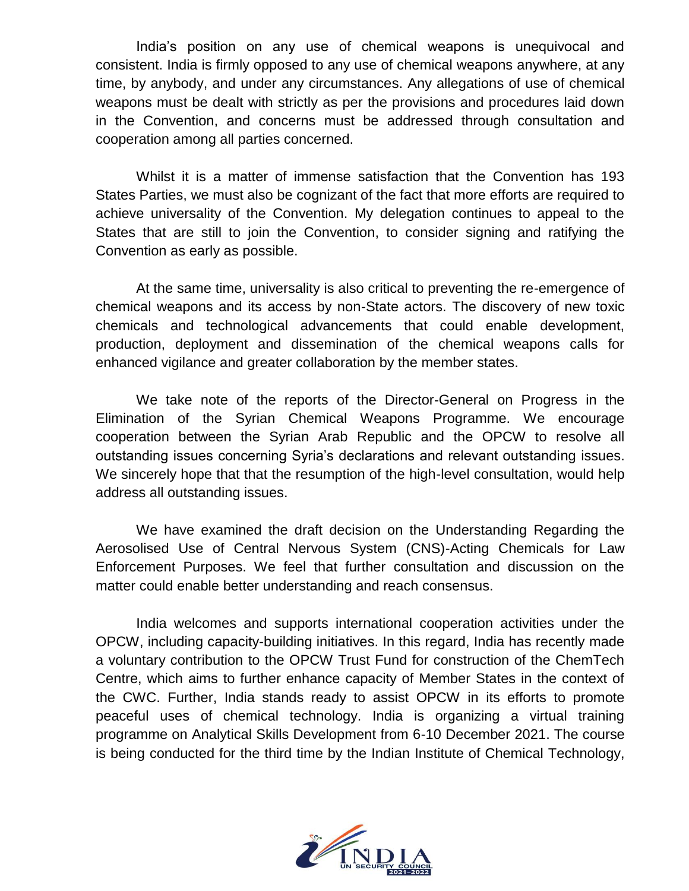India's position on any use of chemical weapons is unequivocal and consistent. India is firmly opposed to any use of chemical weapons anywhere, at any time, by anybody, and under any circumstances. Any allegations of use of chemical weapons must be dealt with strictly as per the provisions and procedures laid down in the Convention, and concerns must be addressed through consultation and cooperation among all parties concerned.

Whilst it is a matter of immense satisfaction that the Convention has 193 States Parties, we must also be cognizant of the fact that more efforts are required to achieve universality of the Convention. My delegation continues to appeal to the States that are still to join the Convention, to consider signing and ratifying the Convention as early as possible.

At the same time, universality is also critical to preventing the re-emergence of chemical weapons and its access by non-State actors. The discovery of new toxic chemicals and technological advancements that could enable development, production, deployment and dissemination of the chemical weapons calls for enhanced vigilance and greater collaboration by the member states.

We take note of the reports of the Director-General on Progress in the Elimination of the Syrian Chemical Weapons Programme. We encourage cooperation between the Syrian Arab Republic and the OPCW to resolve all outstanding issues concerning Syria's declarations and relevant outstanding issues. We sincerely hope that that the resumption of the high-level consultation, would help address all outstanding issues.

We have examined the draft decision on the Understanding Regarding the Aerosolised Use of Central Nervous System (CNS)-Acting Chemicals for Law Enforcement Purposes. We feel that further consultation and discussion on the matter could enable better understanding and reach consensus.

India welcomes and supports international cooperation activities under the OPCW, including capacity-building initiatives. In this regard, India has recently made a voluntary contribution to the OPCW Trust Fund for construction of the ChemTech Centre, which aims to further enhance capacity of Member States in the context of the CWC. Further, India stands ready to assist OPCW in its efforts to promote peaceful uses of chemical technology. India is organizing a virtual training programme on Analytical Skills Development from 6-10 December 2021. The course is being conducted for the third time by the Indian Institute of Chemical Technology,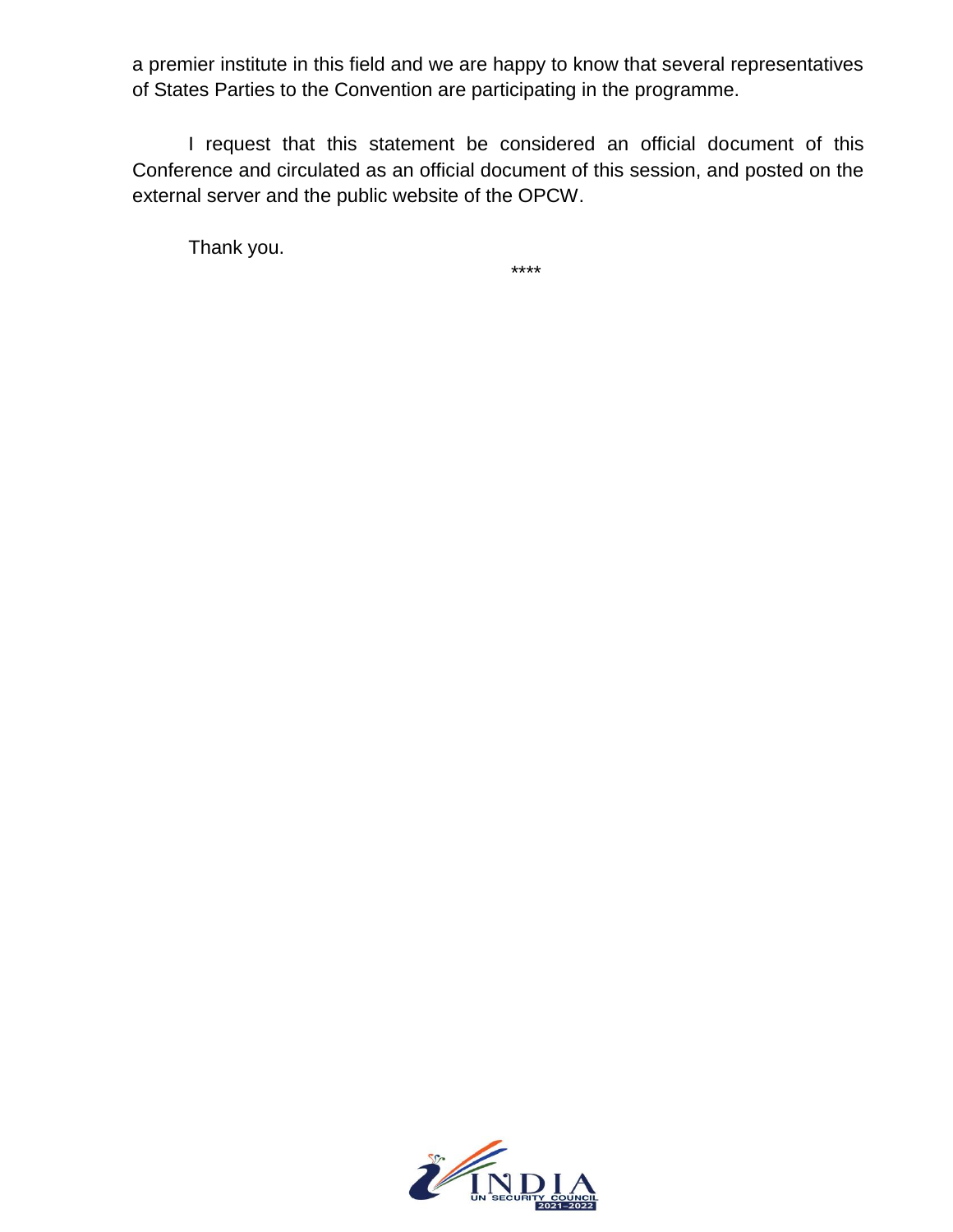a premier institute in this field and we are happy to know that several representatives of States Parties to the Convention are participating in the programme.

I request that this statement be considered an official document of this Conference and circulated as an official document of this session, and posted on the external server and the public website of the OPCW.

Thank you.

****